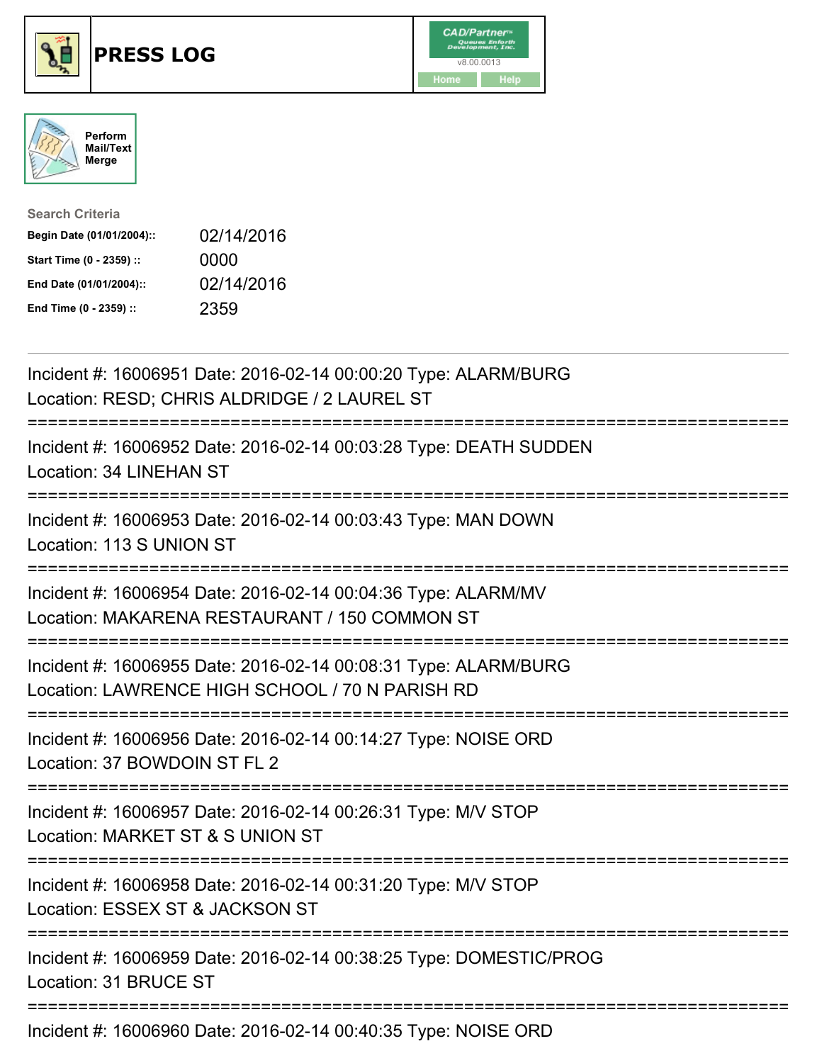# PRESS LOG

CAD/Partner™ v8.00.0013

Home Help

Perform Mail/Text Merge

**Search Criteria**

| | |
|---|---|
| **Begin Date (01/01/2004)::** | 02/14/2016 |
| **Start Time (0 - 2359) ::** | 0000 |
| **End Date (01/01/2004)::** | 02/14/2016 |
| **End Time (0 - 2359) ::** | 2359 |

---

Incident #: 16006951 Date: 2016-02-14 00:00:20 Type: ALARM/BURG
Location: RESD; CHRIS ALDRIDGE / 2 LAUREL ST

===========================================================================

Incident #: 16006952 Date: 2016-02-14 00:03:28 Type: DEATH SUDDEN
Location: 34 LINEHAN ST

===========================================================================

Incident #: 16006953 Date: 2016-02-14 00:03:43 Type: MAN DOWN
Location: 113 S UNION ST

===========================================================================

Incident #: 16006954 Date: 2016-02-14 00:04:36 Type: ALARM/MV
Location: MAKARENA RESTAURANT / 150 COMMON ST

===========================================================================

Incident #: 16006955 Date: 2016-02-14 00:08:31 Type: ALARM/BURG
Location: LAWRENCE HIGH SCHOOL / 70 N PARISH RD

===========================================================================

Incident #: 16006956 Date: 2016-02-14 00:14:27 Type: NOISE ORD
Location: 37 BOWDOIN ST FL 2

===========================================================================

Incident #: 16006957 Date: 2016-02-14 00:26:31 Type: M/V STOP
Location: MARKET ST & S UNION ST

===========================================================================

Incident #: 16006958 Date: 2016-02-14 00:31:20 Type: M/V STOP
Location: ESSEX ST & JACKSON ST

===========================================================================

Incident #: 16006959 Date: 2016-02-14 00:38:25 Type: DOMESTIC/PROG
Location: 31 BRUCE ST

===========================================================================

Incident #: 16006960 Date: 2016-02-14 00:40:35 Type: NOISE ORD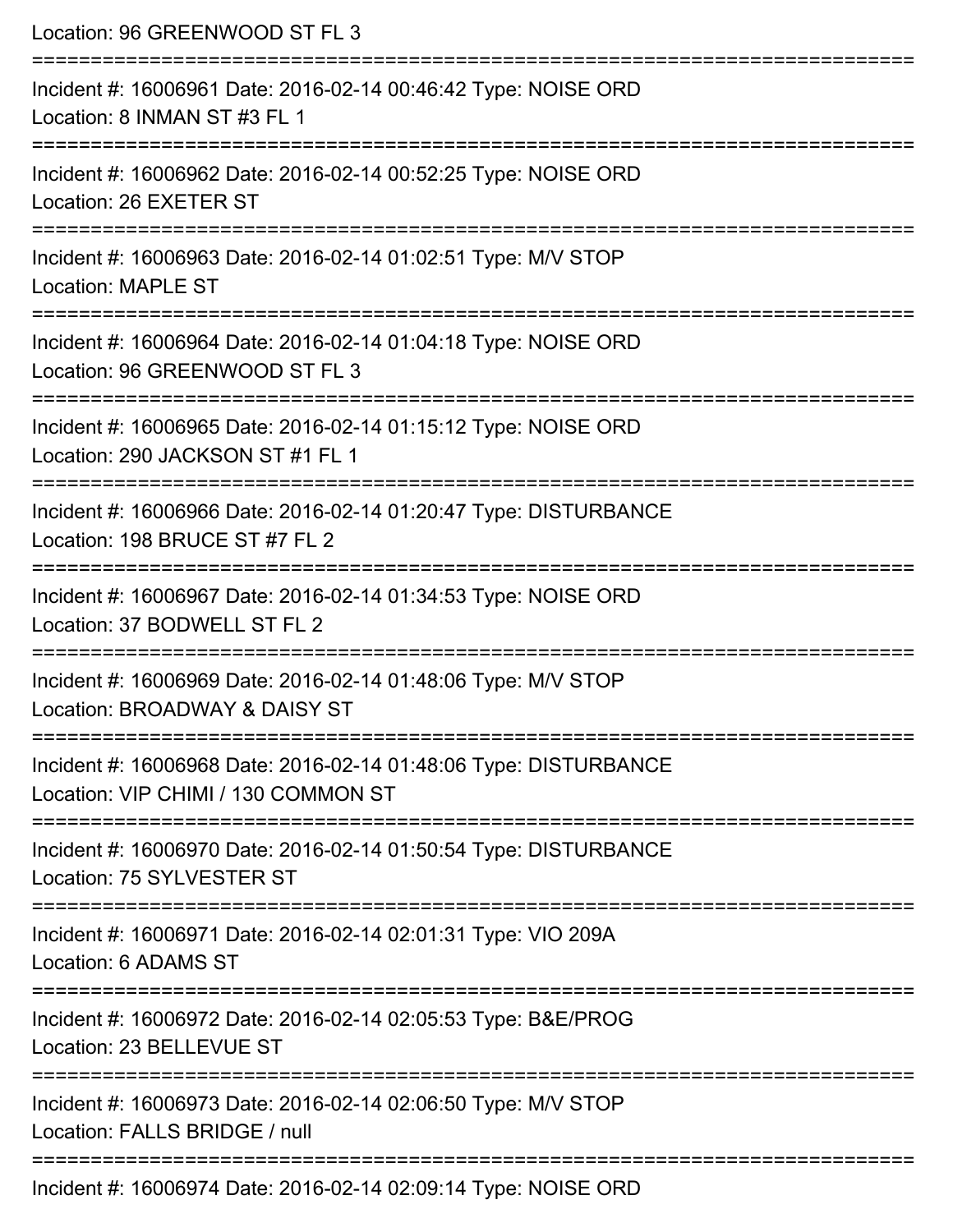Location: 96 GREENWOOD ST FL 3

===========================================================================

Incident #: 16006961 Date: 2016-02-14 00:46:42 Type: NOISE ORD

Location: 8 INMAN ST #3 FL 1

===========================================================================

Incident #: 16006962 Date: 2016-02-14 00:52:25 Type: NOISE ORD

Location: 26 EXETER ST

===========================================================================

Incident #: 16006963 Date: 2016-02-14 01:02:51 Type: M/V STOP

Location: MAPLE ST

===========================================================================

Incident #: 16006964 Date: 2016-02-14 01:04:18 Type: NOISE ORD

Location: 96 GREENWOOD ST FL 3

===========================================================================

Incident #: 16006965 Date: 2016-02-14 01:15:12 Type: NOISE ORD

Location: 290 JACKSON ST #1 FL 1

===========================================================================

Incident #: 16006966 Date: 2016-02-14 01:20:47 Type: DISTURBANCE

Location: 198 BRUCE ST #7 FL 2

===========================================================================

Incident #: 16006967 Date: 2016-02-14 01:34:53 Type: NOISE ORD

Location: 37 BODWELL ST FL 2

===========================================================================

Incident #: 16006969 Date: 2016-02-14 01:48:06 Type: M/V STOP

Location: BROADWAY & DAISY ST

===========================================================================

Incident #: 16006968 Date: 2016-02-14 01:48:06 Type: DISTURBANCE

Location: VIP CHIMI / 130 COMMON ST

===========================================================================

Incident #: 16006970 Date: 2016-02-14 01:50:54 Type: DISTURBANCE

Location: 75 SYLVESTER ST

===========================================================================

Incident #: 16006971 Date: 2016-02-14 02:01:31 Type: VIO 209A

Location: 6 ADAMS ST

===========================================================================

Incident #: 16006972 Date: 2016-02-14 02:05:53 Type: B&E/PROG

Location: 23 BELLEVUE ST

===========================================================================

Incident #: 16006973 Date: 2016-02-14 02:06:50 Type: M/V STOP

Location: FALLS BRIDGE / null

===========================================================================

Incident #: 16006974 Date: 2016-02-14 02:09:14 Type: NOISE ORD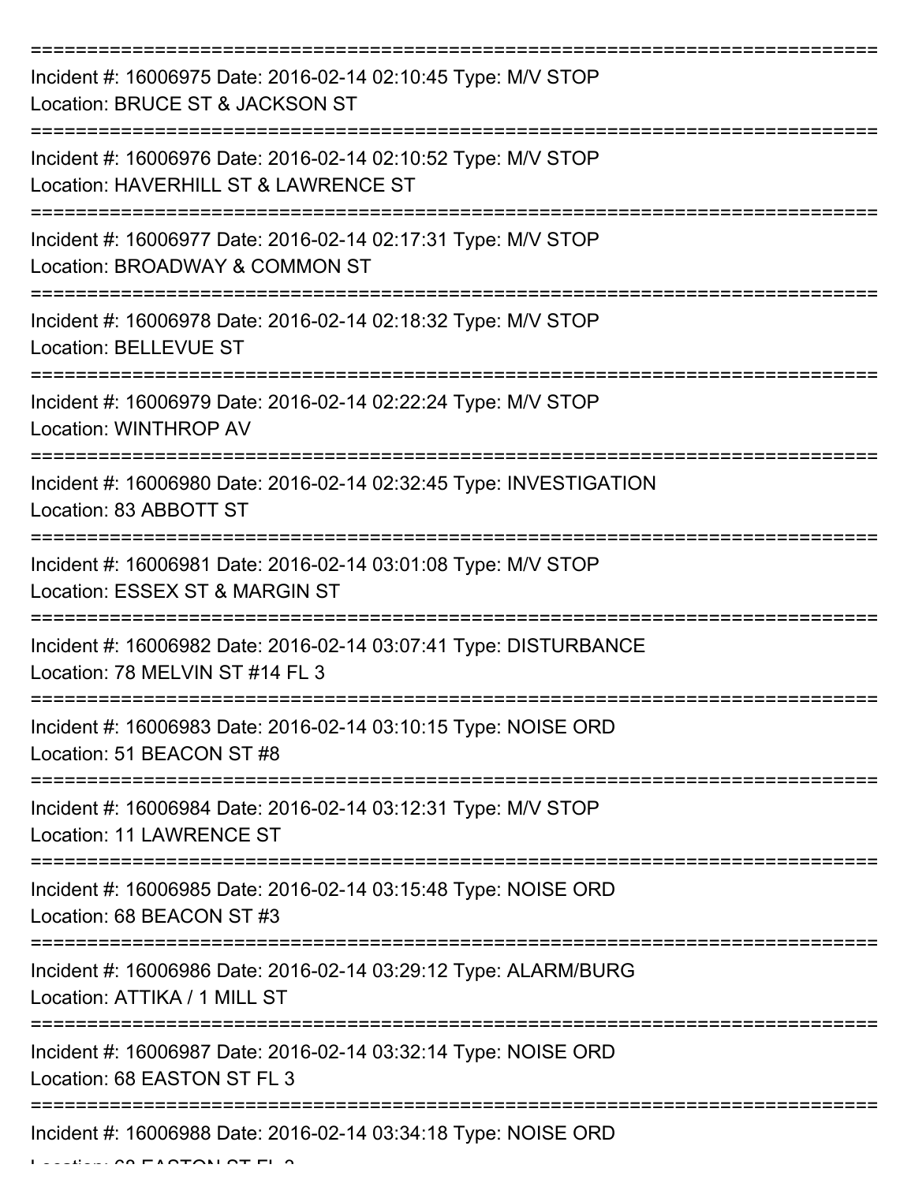===========================================================================

Incident #: 16006975 Date: 2016-02-14 02:10:45 Type: M/V STOP
Location: BRUCE ST & JACKSON ST

===========================================================================

Incident #: 16006976 Date: 2016-02-14 02:10:52 Type: M/V STOP
Location: HAVERHILL ST & LAWRENCE ST

===========================================================================

Incident #: 16006977 Date: 2016-02-14 02:17:31 Type: M/V STOP
Location: BROADWAY & COMMON ST

===========================================================================

Incident #: 16006978 Date: 2016-02-14 02:18:32 Type: M/V STOP
Location: BELLEVUE ST

===========================================================================

Incident #: 16006979 Date: 2016-02-14 02:22:24 Type: M/V STOP
Location: WINTHROP AV

===========================================================================

Incident #: 16006980 Date: 2016-02-14 02:32:45 Type: INVESTIGATION
Location: 83 ABBOTT ST

===========================================================================

Incident #: 16006981 Date: 2016-02-14 03:01:08 Type: M/V STOP
Location: ESSEX ST & MARGIN ST

===========================================================================

Incident #: 16006982 Date: 2016-02-14 03:07:41 Type: DISTURBANCE
Location: 78 MELVIN ST #14 FL 3

===========================================================================

Incident #: 16006983 Date: 2016-02-14 03:10:15 Type: NOISE ORD
Location: 51 BEACON ST #8

===========================================================================

Incident #: 16006984 Date: 2016-02-14 03:12:31 Type: M/V STOP
Location: 11 LAWRENCE ST

===========================================================================

Incident #: 16006985 Date: 2016-02-14 03:15:48 Type: NOISE ORD
Location: 68 BEACON ST #3

===========================================================================

Incident #: 16006986 Date: 2016-02-14 03:29:12 Type: ALARM/BURG
Location: ATTIKA / 1 MILL ST

===========================================================================

Incident #: 16006987 Date: 2016-02-14 03:32:14 Type: NOISE ORD
Location: 68 EASTON ST FL 3

===========================================================================

Incident #: 16006988 Date: 2016-02-14 03:34:18 Type: NOISE ORD
Location: 68 EASTON ST FL 3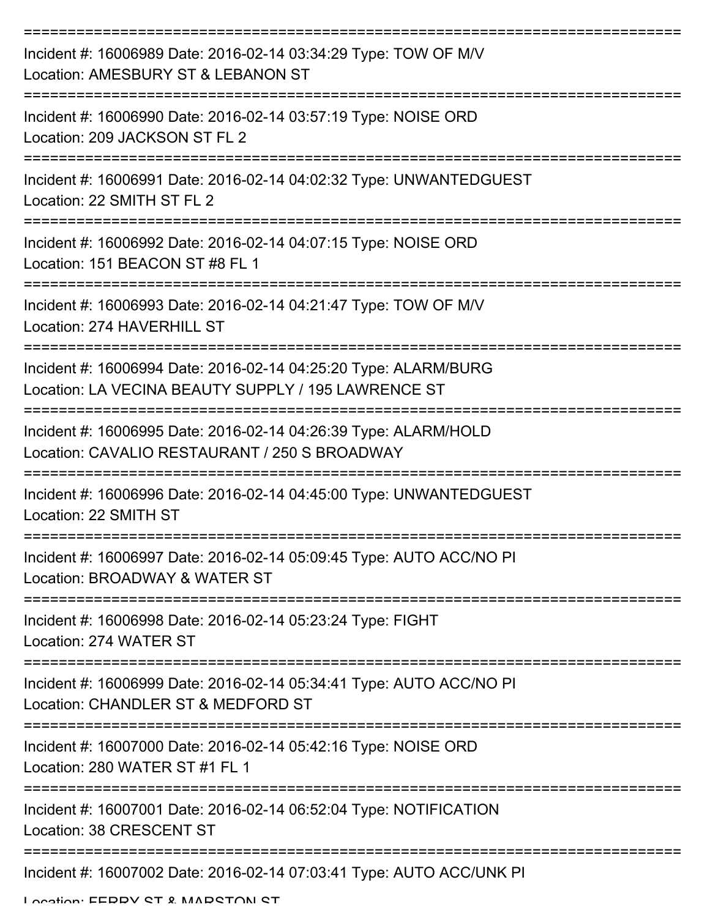Incident #: 16006989 Date: 2016-02-14 03:34:29 Type: TOW OF M/V
Location: AMESBURY ST & LEBANON ST

Incident #: 16006990 Date: 2016-02-14 03:57:19 Type: NOISE ORD
Location: 209 JACKSON ST FL 2

Incident #: 16006991 Date: 2016-02-14 04:02:32 Type: UNWANTEDGUEST
Location: 22 SMITH ST FL 2

Incident #: 16006992 Date: 2016-02-14 04:07:15 Type: NOISE ORD
Location: 151 BEACON ST #8 FL 1

Incident #: 16006993 Date: 2016-02-14 04:21:47 Type: TOW OF M/V
Location: 274 HAVERHILL ST

Incident #: 16006994 Date: 2016-02-14 04:25:20 Type: ALARM/BURG
Location: LA VECINA BEAUTY SUPPLY / 195 LAWRENCE ST

Incident #: 16006995 Date: 2016-02-14 04:26:39 Type: ALARM/HOLD
Location: CAVALIO RESTAURANT / 250 S BROADWAY

Incident #: 16006996 Date: 2016-02-14 04:45:00 Type: UNWANTEDGUEST
Location: 22 SMITH ST

Incident #: 16006997 Date: 2016-02-14 05:09:45 Type: AUTO ACC/NO PI
Location: BROADWAY & WATER ST

Incident #: 16006998 Date: 2016-02-14 05:23:24 Type: FIGHT
Location: 274 WATER ST

Incident #: 16006999 Date: 2016-02-14 05:34:41 Type: AUTO ACC/NO PI
Location: CHANDLER ST & MEDFORD ST

Incident #: 16007000 Date: 2016-02-14 05:42:16 Type: NOISE ORD
Location: 280 WATER ST #1 FL 1

Incident #: 16007001 Date: 2016-02-14 06:52:04 Type: NOTIFICATION
Location: 38 CRESCENT ST

Incident #: 16007002 Date: 2016-02-14 07:03:41 Type: AUTO ACC/UNK PI
Location: FERRY ST & MARSTON ST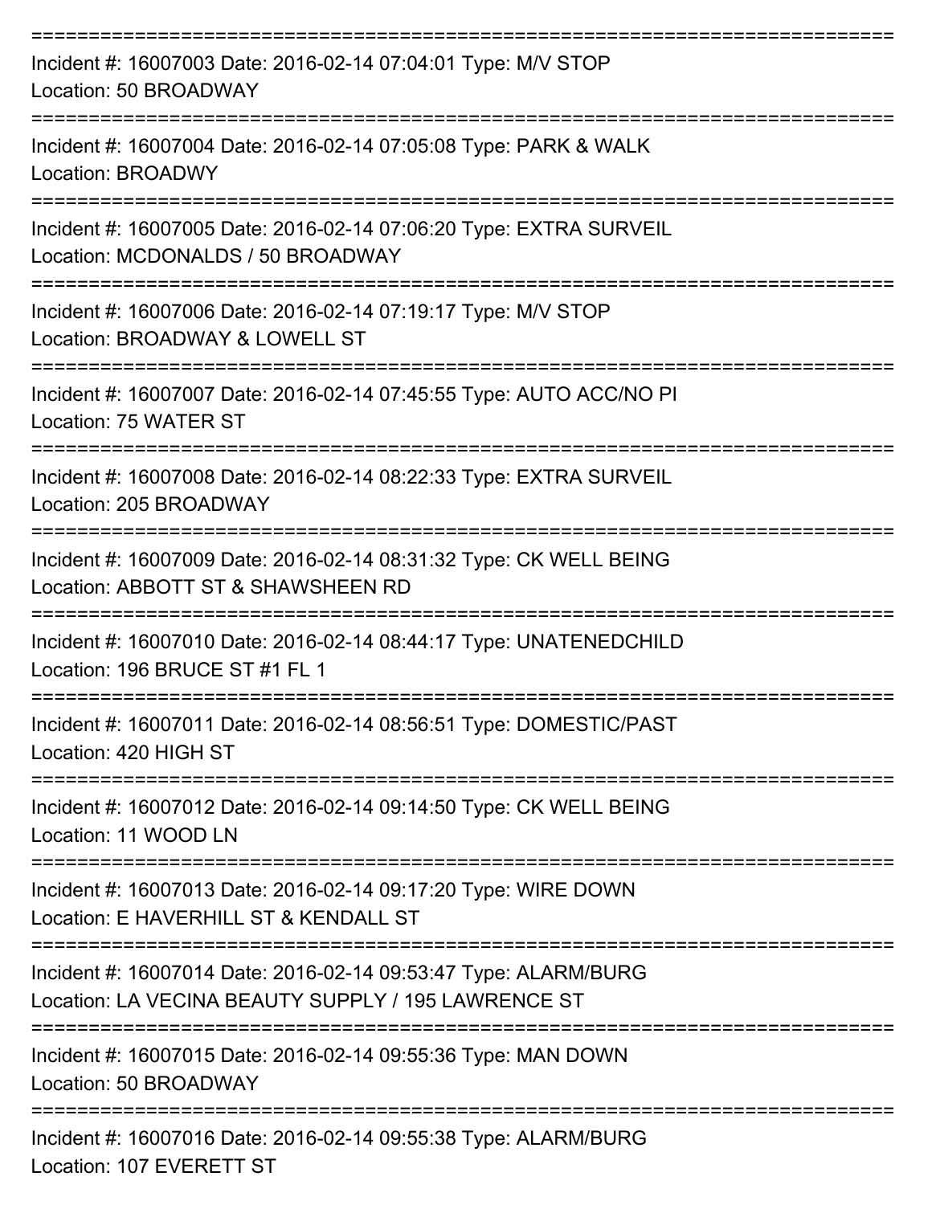===========================================================================

Incident #: 16007003 Date: 2016-02-14 07:04:01 Type: M/V STOP
Location: 50 BROADWAY

===========================================================================

Incident #: 16007004 Date: 2016-02-14 07:05:08 Type: PARK & WALK
Location: BROADWY

===========================================================================

Incident #: 16007005 Date: 2016-02-14 07:06:20 Type: EXTRA SURVEIL
Location: MCDONALDS / 50 BROADWAY

===========================================================================

Incident #: 16007006 Date: 2016-02-14 07:19:17 Type: M/V STOP
Location: BROADWAY & LOWELL ST

===========================================================================

Incident #: 16007007 Date: 2016-02-14 07:45:55 Type: AUTO ACC/NO PI
Location: 75 WATER ST

===========================================================================

Incident #: 16007008 Date: 2016-02-14 08:22:33 Type: EXTRA SURVEIL
Location: 205 BROADWAY

===========================================================================

Incident #: 16007009 Date: 2016-02-14 08:31:32 Type: CK WELL BEING
Location: ABBOTT ST & SHAWSHEEN RD

===========================================================================

Incident #: 16007010 Date: 2016-02-14 08:44:17 Type: UNATENEDCHILD
Location: 196 BRUCE ST #1 FL 1

===========================================================================

Incident #: 16007011 Date: 2016-02-14 08:56:51 Type: DOMESTIC/PAST
Location: 420 HIGH ST

===========================================================================

Incident #: 16007012 Date: 2016-02-14 09:14:50 Type: CK WELL BEING
Location: 11 WOOD LN

===========================================================================

Incident #: 16007013 Date: 2016-02-14 09:17:20 Type: WIRE DOWN
Location: E HAVERHILL ST & KENDALL ST

===========================================================================

Incident #: 16007014 Date: 2016-02-14 09:53:47 Type: ALARM/BURG
Location: LA VECINA BEAUTY SUPPLY / 195 LAWRENCE ST

===========================================================================

Incident #: 16007015 Date: 2016-02-14 09:55:36 Type: MAN DOWN
Location: 50 BROADWAY

===========================================================================

Incident #: 16007016 Date: 2016-02-14 09:55:38 Type: ALARM/BURG
Location: 107 EVERETT ST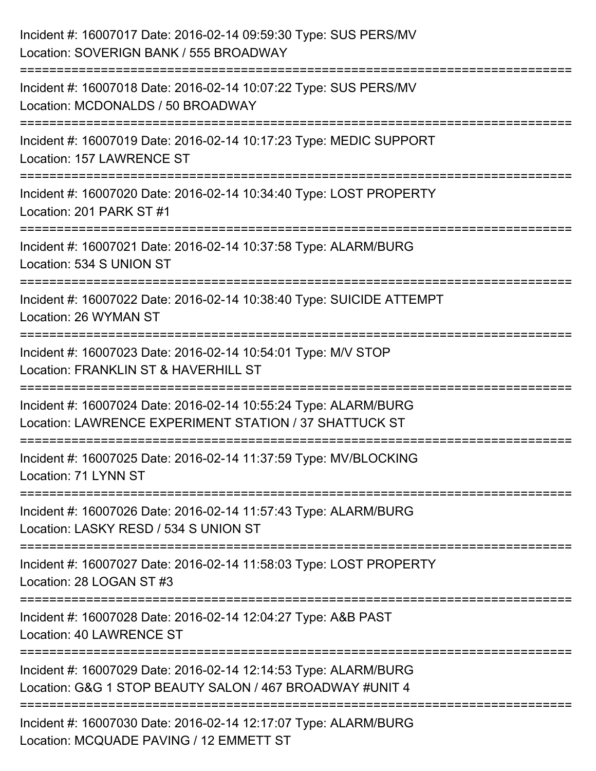Incident #: 16007017 Date: 2016-02-14 09:59:30 Type: SUS PERS/MV
Location: SOVERIGN BANK / 555 BROADWAY

===========================================================================

Incident #: 16007018 Date: 2016-02-14 10:07:22 Type: SUS PERS/MV
Location: MCDONALDS / 50 BROADWAY

===========================================================================

Incident #: 16007019 Date: 2016-02-14 10:17:23 Type: MEDIC SUPPORT
Location: 157 LAWRENCE ST

===========================================================================

Incident #: 16007020 Date: 2016-02-14 10:34:40 Type: LOST PROPERTY
Location: 201 PARK ST #1

===========================================================================

Incident #: 16007021 Date: 2016-02-14 10:37:58 Type: ALARM/BURG
Location: 534 S UNION ST

===========================================================================

Incident #: 16007022 Date: 2016-02-14 10:38:40 Type: SUICIDE ATTEMPT
Location: 26 WYMAN ST

===========================================================================

Incident #: 16007023 Date: 2016-02-14 10:54:01 Type: M/V STOP
Location: FRANKLIN ST & HAVERHILL ST

===========================================================================

Incident #: 16007024 Date: 2016-02-14 10:55:24 Type: ALARM/BURG
Location: LAWRENCE EXPERIMENT STATION / 37 SHATTUCK ST

===========================================================================

Incident #: 16007025 Date: 2016-02-14 11:37:59 Type: MV/BLOCKING
Location: 71 LYNN ST

===========================================================================

Incident #: 16007026 Date: 2016-02-14 11:57:43 Type: ALARM/BURG
Location: LASKY RESD / 534 S UNION ST

===========================================================================

Incident #: 16007027 Date: 2016-02-14 11:58:03 Type: LOST PROPERTY
Location: 28 LOGAN ST #3

===========================================================================

Incident #: 16007028 Date: 2016-02-14 12:04:27 Type: A&B PAST
Location: 40 LAWRENCE ST

===========================================================================

Incident #: 16007029 Date: 2016-02-14 12:14:53 Type: ALARM/BURG
Location: G&G 1 STOP BEAUTY SALON / 467 BROADWAY #UNIT 4

===========================================================================

Incident #: 16007030 Date: 2016-02-14 12:17:07 Type: ALARM/BURG
Location: MCQUADE PAVING / 12 EMMETT ST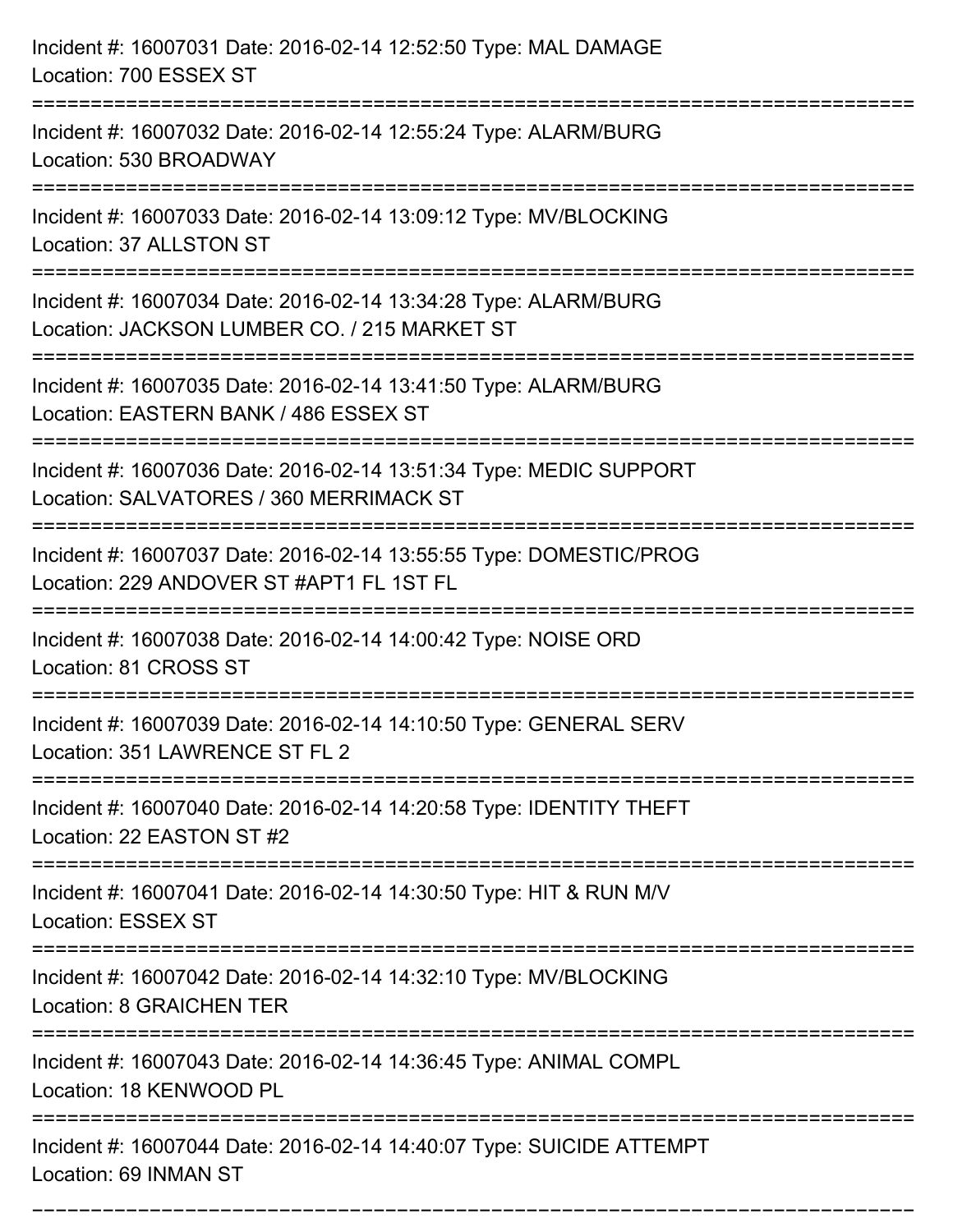Incident #: 16007031 Date: 2016-02-14 12:52:50 Type: MAL DAMAGE
Location: 700 ESSEX ST

===========================================================================

Incident #: 16007032 Date: 2016-02-14 12:55:24 Type: ALARM/BURG
Location: 530 BROADWAY

===========================================================================

Incident #: 16007033 Date: 2016-02-14 13:09:12 Type: MV/BLOCKING
Location: 37 ALLSTON ST

===========================================================================

Incident #: 16007034 Date: 2016-02-14 13:34:28 Type: ALARM/BURG
Location: JACKSON LUMBER CO. / 215 MARKET ST

===========================================================================

Incident #: 16007035 Date: 2016-02-14 13:41:50 Type: ALARM/BURG
Location: EASTERN BANK / 486 ESSEX ST

===========================================================================

Incident #: 16007036 Date: 2016-02-14 13:51:34 Type: MEDIC SUPPORT
Location: SALVATORES / 360 MERRIMACK ST

===========================================================================

Incident #: 16007037 Date: 2016-02-14 13:55:55 Type: DOMESTIC/PROG
Location: 229 ANDOVER ST #APT1 FL 1ST FL

===========================================================================

Incident #: 16007038 Date: 2016-02-14 14:00:42 Type: NOISE ORD
Location: 81 CROSS ST

===========================================================================

Incident #: 16007039 Date: 2016-02-14 14:10:50 Type: GENERAL SERV
Location: 351 LAWRENCE ST FL 2

===========================================================================

Incident #: 16007040 Date: 2016-02-14 14:20:58 Type: IDENTITY THEFT
Location: 22 EASTON ST #2

===========================================================================

Incident #: 16007041 Date: 2016-02-14 14:30:50 Type: HIT & RUN M/V
Location: ESSEX ST

===========================================================================

Incident #: 16007042 Date: 2016-02-14 14:32:10 Type: MV/BLOCKING
Location: 8 GRAICHEN TER

===========================================================================

Incident #: 16007043 Date: 2016-02-14 14:36:45 Type: ANIMAL COMPL
Location: 18 KENWOOD PL

===========================================================================

Incident #: 16007044 Date: 2016-02-14 14:40:07 Type: SUICIDE ATTEMPT
Location: 69 INMAN ST

===========================================================================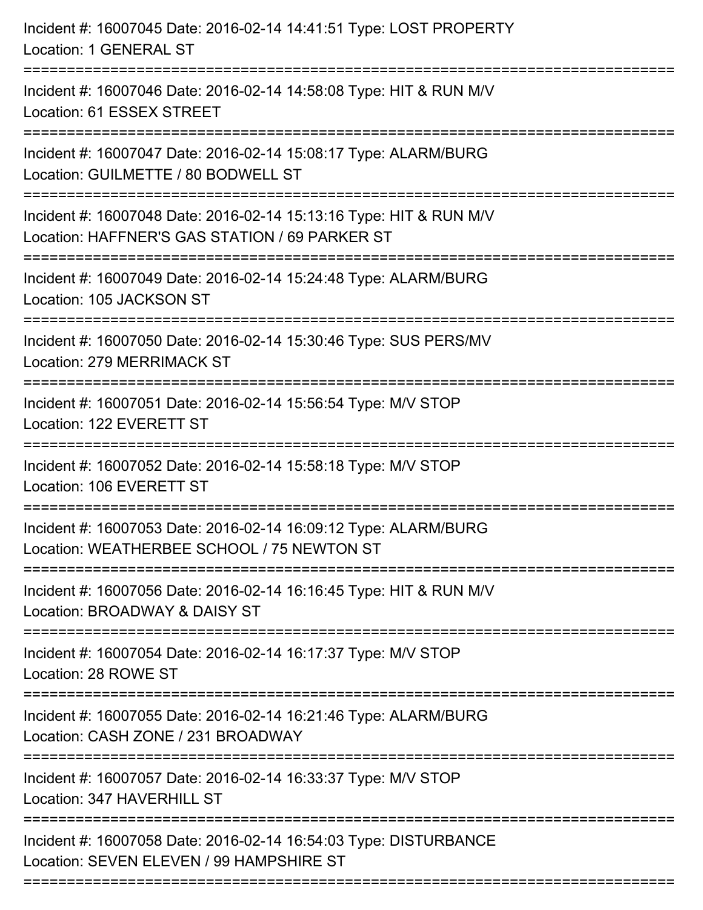Incident #: 16007045 Date: 2016-02-14 14:41:51 Type: LOST PROPERTY
Location: 1 GENERAL ST

===========================================================================

Incident #: 16007046 Date: 2016-02-14 14:58:08 Type: HIT & RUN M/V
Location: 61 ESSEX STREET

===========================================================================

Incident #: 16007047 Date: 2016-02-14 15:08:17 Type: ALARM/BURG
Location: GUILMETTE / 80 BODWELL ST

===========================================================================

Incident #: 16007048 Date: 2016-02-14 15:13:16 Type: HIT & RUN M/V
Location: HAFFNER'S GAS STATION / 69 PARKER ST

===========================================================================

Incident #: 16007049 Date: 2016-02-14 15:24:48 Type: ALARM/BURG
Location: 105 JACKSON ST

===========================================================================

Incident #: 16007050 Date: 2016-02-14 15:30:46 Type: SUS PERS/MV
Location: 279 MERRIMACK ST

===========================================================================

Incident #: 16007051 Date: 2016-02-14 15:56:54 Type: M/V STOP
Location: 122 EVERETT ST

===========================================================================

Incident #: 16007052 Date: 2016-02-14 15:58:18 Type: M/V STOP
Location: 106 EVERETT ST

===========================================================================

Incident #: 16007053 Date: 2016-02-14 16:09:12 Type: ALARM/BURG
Location: WEATHERBEE SCHOOL / 75 NEWTON ST

===========================================================================

Incident #: 16007056 Date: 2016-02-14 16:16:45 Type: HIT & RUN M/V
Location: BROADWAY & DAISY ST

===========================================================================

Incident #: 16007054 Date: 2016-02-14 16:17:37 Type: M/V STOP
Location: 28 ROWE ST

===========================================================================

Incident #: 16007055 Date: 2016-02-14 16:21:46 Type: ALARM/BURG
Location: CASH ZONE / 231 BROADWAY

===========================================================================

Incident #: 16007057 Date: 2016-02-14 16:33:37 Type: M/V STOP
Location: 347 HAVERHILL ST

===========================================================================

Incident #: 16007058 Date: 2016-02-14 16:54:03 Type: DISTURBANCE
Location: SEVEN ELEVEN / 99 HAMPSHIRE ST

===========================================================================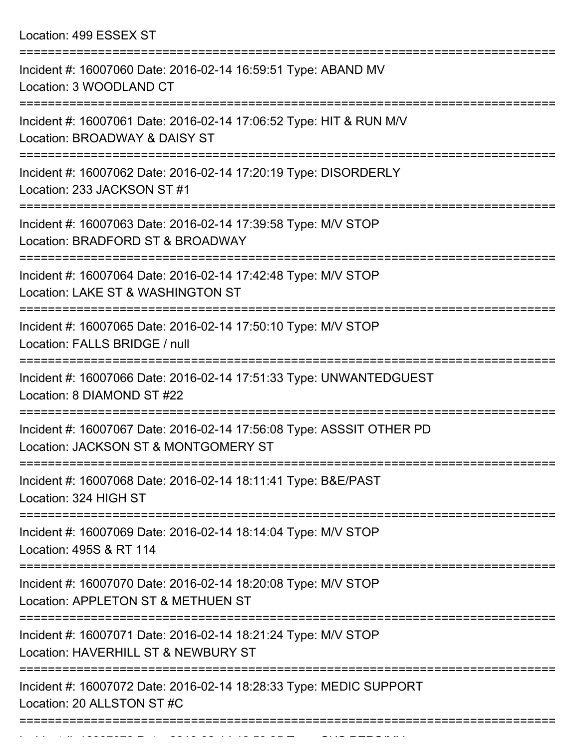Location: 499 ESSEX ST

===========================================================================

Incident #: 16007060 Date: 2016-02-14 16:59:51 Type: ABAND MV
Location: 3 WOODLAND CT

===========================================================================

Incident #: 16007061 Date: 2016-02-14 17:06:52 Type: HIT & RUN M/V
Location: BROADWAY & DAISY ST

===========================================================================

Incident #: 16007062 Date: 2016-02-14 17:20:19 Type: DISORDERLY
Location: 233 JACKSON ST #1

===========================================================================

Incident #: 16007063 Date: 2016-02-14 17:39:58 Type: M/V STOP
Location: BRADFORD ST & BROADWAY

===========================================================================

Incident #: 16007064 Date: 2016-02-14 17:42:48 Type: M/V STOP
Location: LAKE ST & WASHINGTON ST

===========================================================================

Incident #: 16007065 Date: 2016-02-14 17:50:10 Type: M/V STOP
Location: FALLS BRIDGE / null

===========================================================================

Incident #: 16007066 Date: 2016-02-14 17:51:33 Type: UNWANTEDGUEST
Location: 8 DIAMOND ST #22

===========================================================================

Incident #: 16007067 Date: 2016-02-14 17:56:08 Type: ASSSIT OTHER PD
Location: JACKSON ST & MONTGOMERY ST

===========================================================================

Incident #: 16007068 Date: 2016-02-14 18:11:41 Type: B&E/PAST
Location: 324 HIGH ST

===========================================================================

Incident #: 16007069 Date: 2016-02-14 18:14:04 Type: M/V STOP
Location: 495S & RT 114

===========================================================================

Incident #: 16007070 Date: 2016-02-14 18:20:08 Type: M/V STOP
Location: APPLETON ST & METHUEN ST

===========================================================================

Incident #: 16007071 Date: 2016-02-14 18:21:24 Type: M/V STOP
Location: HAVERHILL ST & NEWBURY ST

===========================================================================

Incident #: 16007072 Date: 2016-02-14 18:28:33 Type: MEDIC SUPPORT
Location: 20 ALLSTON ST #C

===========================================================================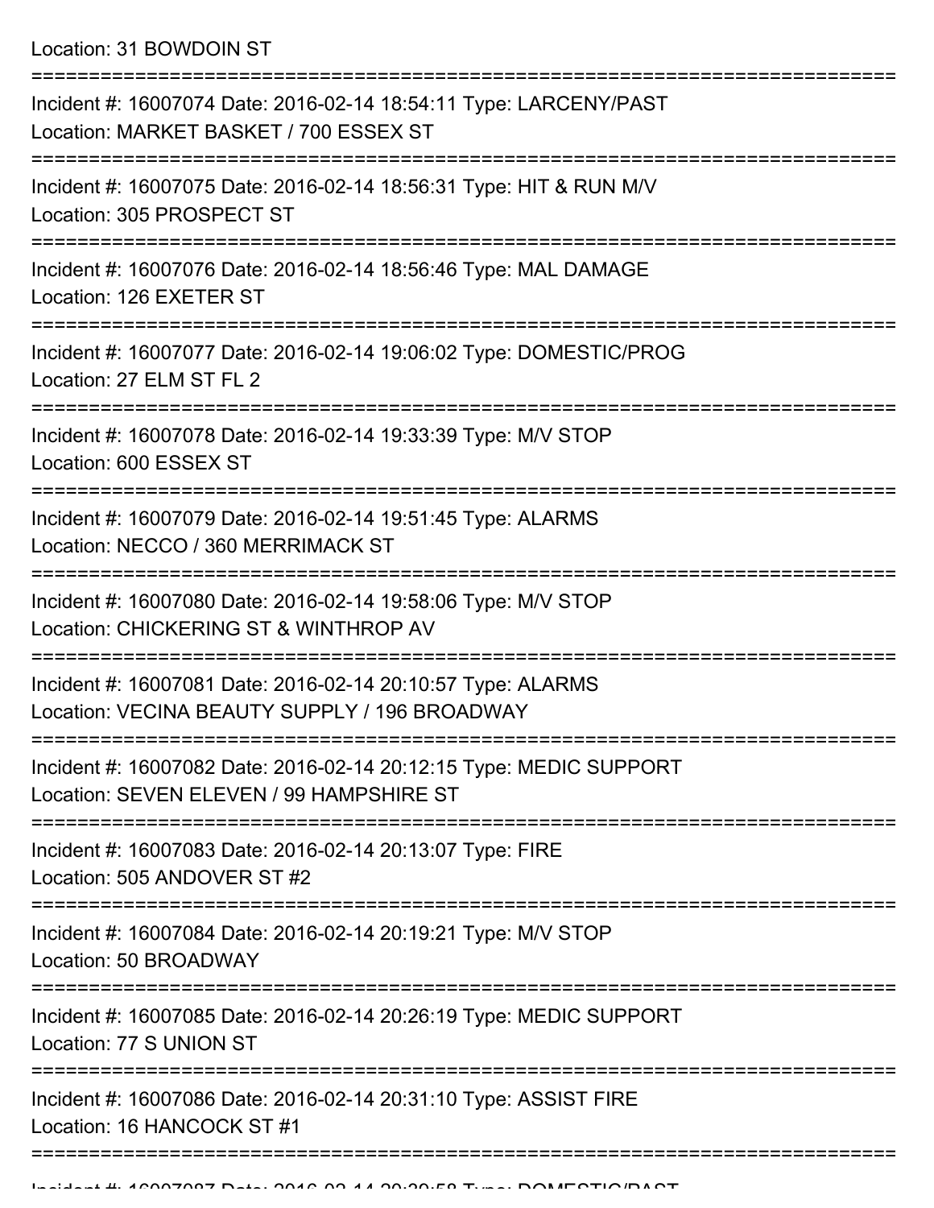Location: 31 BOWDOIN ST

===========================================================================

Incident #: 16007074 Date: 2016-02-14 18:54:11 Type: LARCENY/PAST
Location: MARKET BASKET / 700 ESSEX ST

===========================================================================

Incident #: 16007075 Date: 2016-02-14 18:56:31 Type: HIT & RUN M/V
Location: 305 PROSPECT ST

===========================================================================

Incident #: 16007076 Date: 2016-02-14 18:56:46 Type: MAL DAMAGE
Location: 126 EXETER ST

===========================================================================

Incident #: 16007077 Date: 2016-02-14 19:06:02 Type: DOMESTIC/PROG
Location: 27 ELM ST FL 2

===========================================================================

Incident #: 16007078 Date: 2016-02-14 19:33:39 Type: M/V STOP
Location: 600 ESSEX ST

===========================================================================

Incident #: 16007079 Date: 2016-02-14 19:51:45 Type: ALARMS
Location: NECCO / 360 MERRIMACK ST

===========================================================================

Incident #: 16007080 Date: 2016-02-14 19:58:06 Type: M/V STOP
Location: CHICKERING ST & WINTHROP AV

===========================================================================

Incident #: 16007081 Date: 2016-02-14 20:10:57 Type: ALARMS
Location: VECINA BEAUTY SUPPLY / 196 BROADWAY

===========================================================================

Incident #: 16007082 Date: 2016-02-14 20:12:15 Type: MEDIC SUPPORT
Location: SEVEN ELEVEN / 99 HAMPSHIRE ST

===========================================================================

Incident #: 16007083 Date: 2016-02-14 20:13:07 Type: FIRE
Location: 505 ANDOVER ST #2

===========================================================================

Incident #: 16007084 Date: 2016-02-14 20:19:21 Type: M/V STOP
Location: 50 BROADWAY

===========================================================================

Incident #: 16007085 Date: 2016-02-14 20:26:19 Type: MEDIC SUPPORT
Location: 77 S UNION ST

===========================================================================

Incident #: 16007086 Date: 2016-02-14 20:31:10 Type: ASSIST FIRE
Location: 16 HANCOCK ST #1

===========================================================================

Incident #: 16007087 Date: 2016-02-14 20:39:58 Type: DOMESTIC/PAST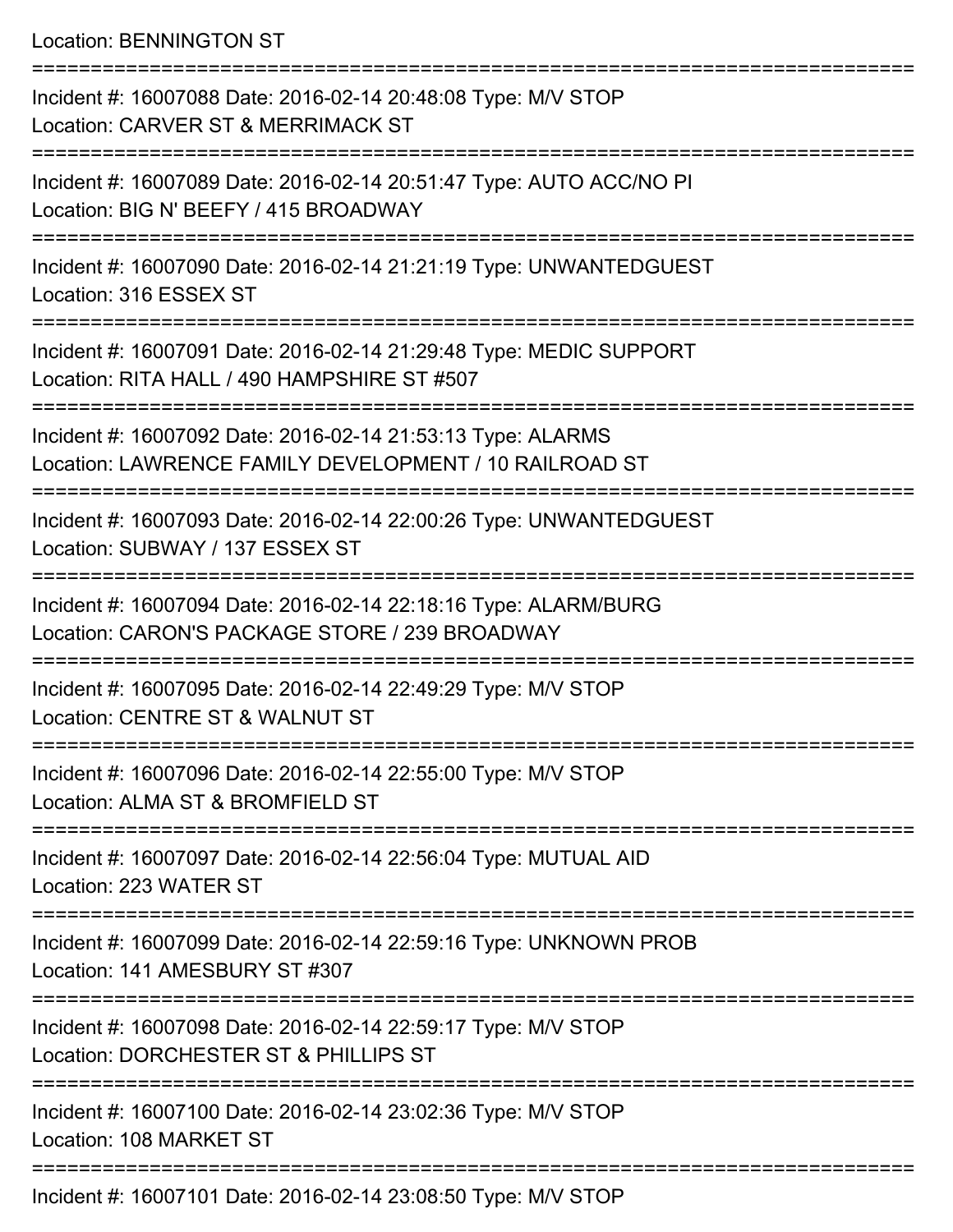Location: BENNINGTON ST

===========================================================================

Incident #: 16007088 Date: 2016-02-14 20:48:08 Type: M/V STOP
Location: CARVER ST & MERRIMACK ST

===========================================================================

Incident #: 16007089 Date: 2016-02-14 20:51:47 Type: AUTO ACC/NO PI
Location: BIG N' BEEFY / 415 BROADWAY

===========================================================================

Incident #: 16007090 Date: 2016-02-14 21:21:19 Type: UNWANTEDGUEST
Location: 316 ESSEX ST

===========================================================================

Incident #: 16007091 Date: 2016-02-14 21:29:48 Type: MEDIC SUPPORT
Location: RITA HALL / 490 HAMPSHIRE ST #507

===========================================================================

Incident #: 16007092 Date: 2016-02-14 21:53:13 Type: ALARMS
Location: LAWRENCE FAMILY DEVELOPMENT / 10 RAILROAD ST

===========================================================================

Incident #: 16007093 Date: 2016-02-14 22:00:26 Type: UNWANTEDGUEST
Location: SUBWAY / 137 ESSEX ST

===========================================================================

Incident #: 16007094 Date: 2016-02-14 22:18:16 Type: ALARM/BURG
Location: CARON'S PACKAGE STORE / 239 BROADWAY

===========================================================================

Incident #: 16007095 Date: 2016-02-14 22:49:29 Type: M/V STOP
Location: CENTRE ST & WALNUT ST

===========================================================================

Incident #: 16007096 Date: 2016-02-14 22:55:00 Type: M/V STOP
Location: ALMA ST & BROMFIELD ST

===========================================================================

Incident #: 16007097 Date: 2016-02-14 22:56:04 Type: MUTUAL AID
Location: 223 WATER ST

===========================================================================

Incident #: 16007099 Date: 2016-02-14 22:59:16 Type: UNKNOWN PROB
Location: 141 AMESBURY ST #307

===========================================================================

Incident #: 16007098 Date: 2016-02-14 22:59:17 Type: M/V STOP
Location: DORCHESTER ST & PHILLIPS ST

===========================================================================

Incident #: 16007100 Date: 2016-02-14 23:02:36 Type: M/V STOP
Location: 108 MARKET ST

===========================================================================

Incident #: 16007101 Date: 2016-02-14 23:08:50 Type: M/V STOP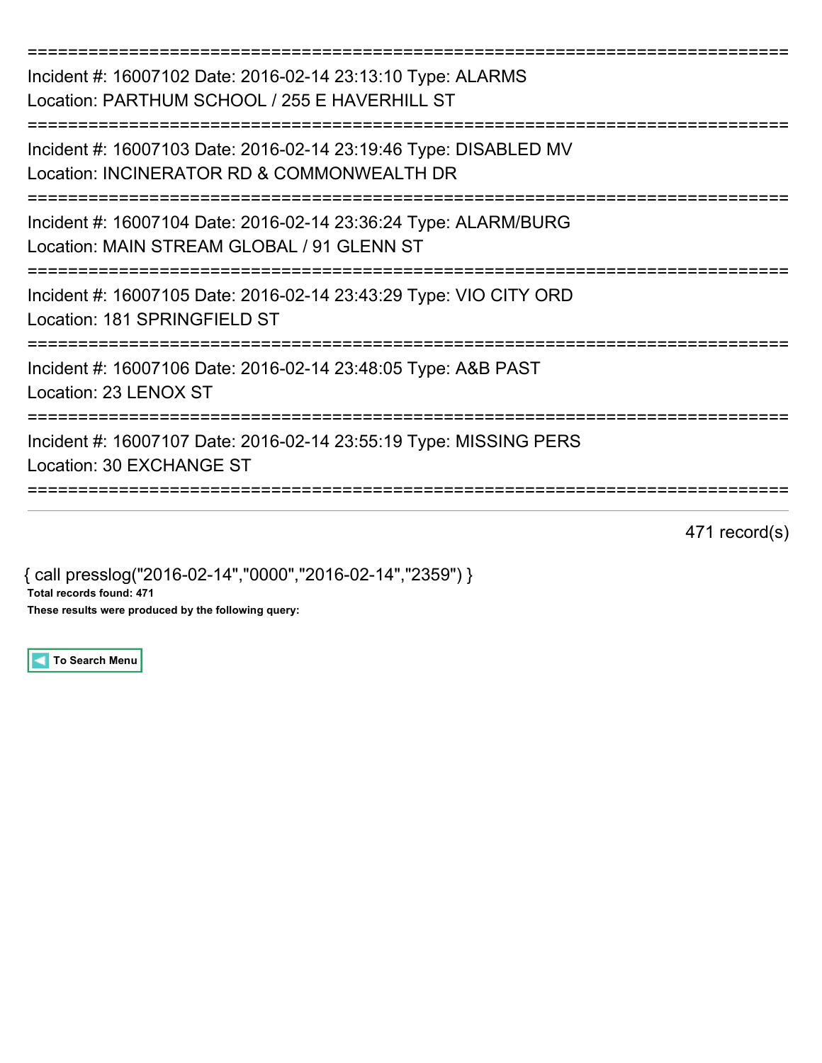===========================================================================

Incident #: 16007102 Date: 2016-02-14 23:13:10 Type: ALARMS
Location: PARTHUM SCHOOL / 255 E HAVERHILL ST

===========================================================================

Incident #: 16007103 Date: 2016-02-14 23:19:46 Type: DISABLED MV
Location: INCINERATOR RD & COMMONWEALTH DR

===========================================================================

Incident #: 16007104 Date: 2016-02-14 23:36:24 Type: ALARM/BURG
Location: MAIN STREAM GLOBAL / 91 GLENN ST

===========================================================================

Incident #: 16007105 Date: 2016-02-14 23:43:29 Type: VIO CITY ORD
Location: 181 SPRINGFIELD ST

===========================================================================

Incident #: 16007106 Date: 2016-02-14 23:48:05 Type: A&B PAST
Location: 23 LENOX ST

===========================================================================

Incident #: 16007107 Date: 2016-02-14 23:55:19 Type: MISSING PERS
Location: 30 EXCHANGE ST

===========================================================================

471 record(s)

{ call presslog("2016-02-14","0000","2016-02-14","2359") }

**Total records found: 471**

**These results were produced by the following query:**

To Search Menu